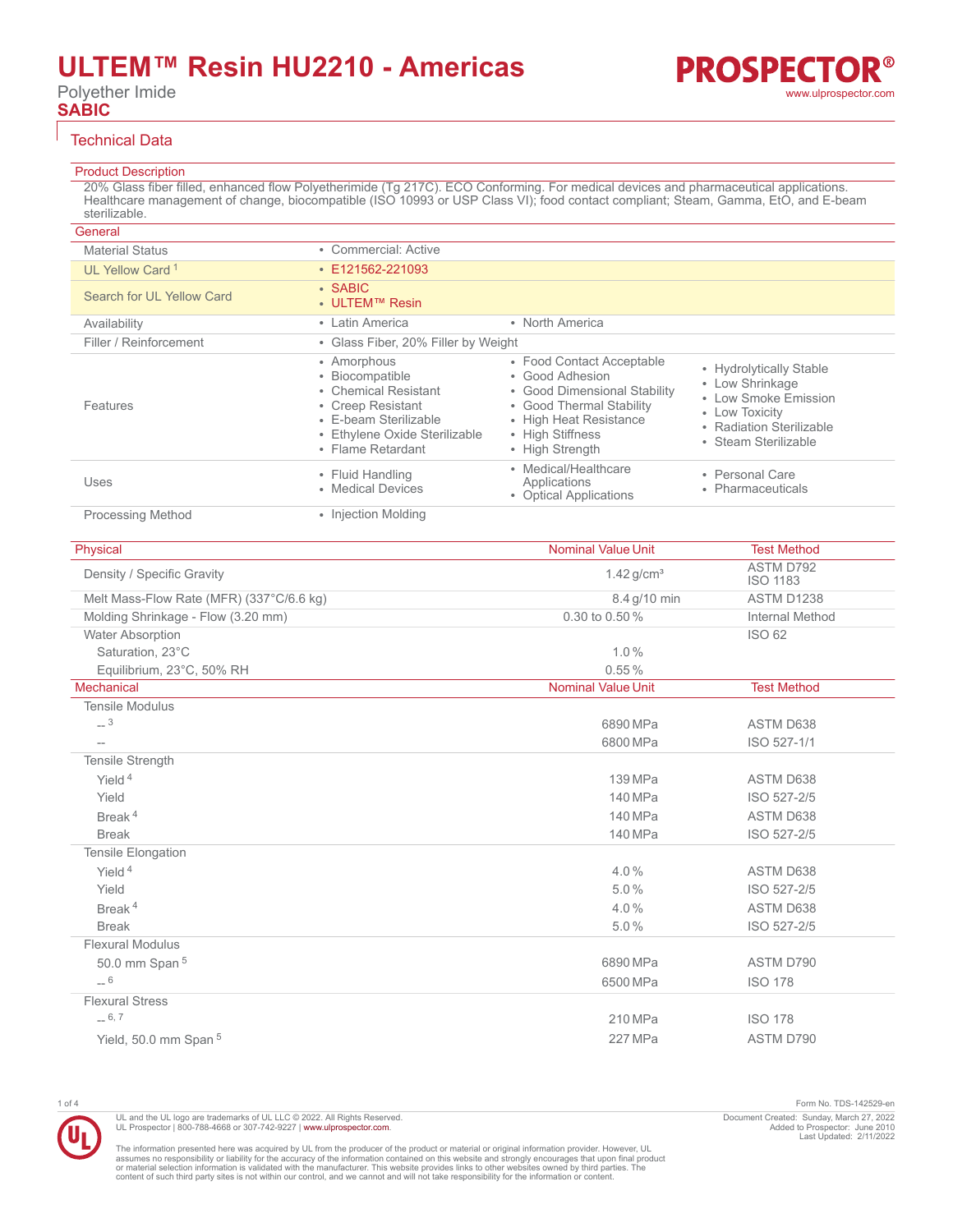# ULTEM™ Resin HU2210 - Americas

Polyether Imide

**SABIC**

## Technical Data

### Product Description

20% Glass fiber filled, enhanced flow Polyetherimide (Tg 217C). ECO Conforming. For medical devices and pharmaceutical applications. Healthcare management of change, biocompatible (ISO 10993 or USP Class VI); food contact compliant; Steam, Gamma, EtO, and E-beam sterilizable.

### General

| | |
|---|---|
| Material Status | • Commercial: Active |
| UL Yellow Card [1] | • E121562-221093 |
| Search for UL Yellow Card | • SABIC<br>• ULTEM™ Resin |
| Availability | • Latin America<br>• North America |
| Filler / Reinforcement | • Glass Fiber, 20% Filler by Weight |
| Features | • Amorphous<br>• Biocompatible<br>• Chemical Resistant<br>• Creep Resistant<br>• E-beam Sterilizable<br>• Ethylene Oxide Sterilizable<br>• Flame Retardant<br>• Food Contact Acceptable<br>• Good Adhesion<br>• Good Dimensional Stability<br>• Good Thermal Stability<br>• High Heat Resistance<br>• High Stiffness<br>• High Strength<br>• Hydrolytically Stable<br>• Low Shrinkage<br>• Low Smoke Emission<br>• Low Toxicity<br>• Radiation Sterilizable<br>• Steam Sterilizable |
| Uses | • Fluid Handling<br>• Medical Devices<br>• Medical/Healthcare Applications<br>• Optical Applications<br>• Personal Care<br>• Pharmaceuticals |
| Processing Method | • Injection Molding |

| Physical | Nominal Value Unit | Test Method |
|---|---|---|
| Density / Specific Gravity | 1.42 g/cm³ | ASTM D792<br>ISO 1183 |
| Melt Mass-Flow Rate (MFR) (337°C/6.6 kg) | 8.4 g/10 min | ASTM D1238 |
| Molding Shrinkage - Flow (3.20 mm) | 0.30 to 0.50 % | Internal Method |
| Water Absorption | | ISO 62 |
| Saturation, 23°C | 1.0 % | |
| Equilibrium, 23°C, 50% RH | 0.55 % | |

| Mechanical | Nominal Value Unit | Test Method |
|---|---|---|
| Tensile Modulus | | |
| -- [3] | 6890 MPa | ASTM D638 |
| -- | 6800 MPa | ISO 527-1/1 |
| Tensile Strength | | |
| Yield [4] | 139 MPa | ASTM D638 |
| Yield | 140 MPa | ISO 527-2/5 |
| Break [4] | 140 MPa | ASTM D638 |
| Break | 140 MPa | ISO 527-2/5 |
| Tensile Elongation | | |
| Yield [4] | 4.0 % | ASTM D638 |
| Yield | 5.0 % | ISO 527-2/5 |
| Break [4] | 4.0 % | ASTM D638 |
| Break | 5.0 % | ISO 527-2/5 |
| Flexural Modulus | | |
| 50.0 mm Span [5] | 6890 MPa | ASTM D790 |
| -- [6] | 6500 MPa | ISO 178 |
| Flexural Stress | | |
| -- [6, 7] | 210 MPa | ISO 178 |
| Yield, 50.0 mm Span [5] | 227 MPa | ASTM D790 |

UL and the UL logo are trademarks of UL LLC © 2022. All Rights Reserved.
UL Prospector | 800-788-4668 or 307-742-9227 | www.ulprospector.com.

The information presented here was acquired by UL from the producer of the product or material or original information provider. However, UL assumes no responsibility or liability for the accuracy of the information contained on this website and strongly encourages that upon final product or material selection information is validated with the manufacturer. This website provides links to other websites owned by third parties. The content of such third party sites is not within our control, and we cannot and will not take responsibility for the information or content.

Form No. TDS-142529-en
Document Created: Sunday, March 27, 2022
Added to Prospector: June 2010
Last Updated: 2/11/2022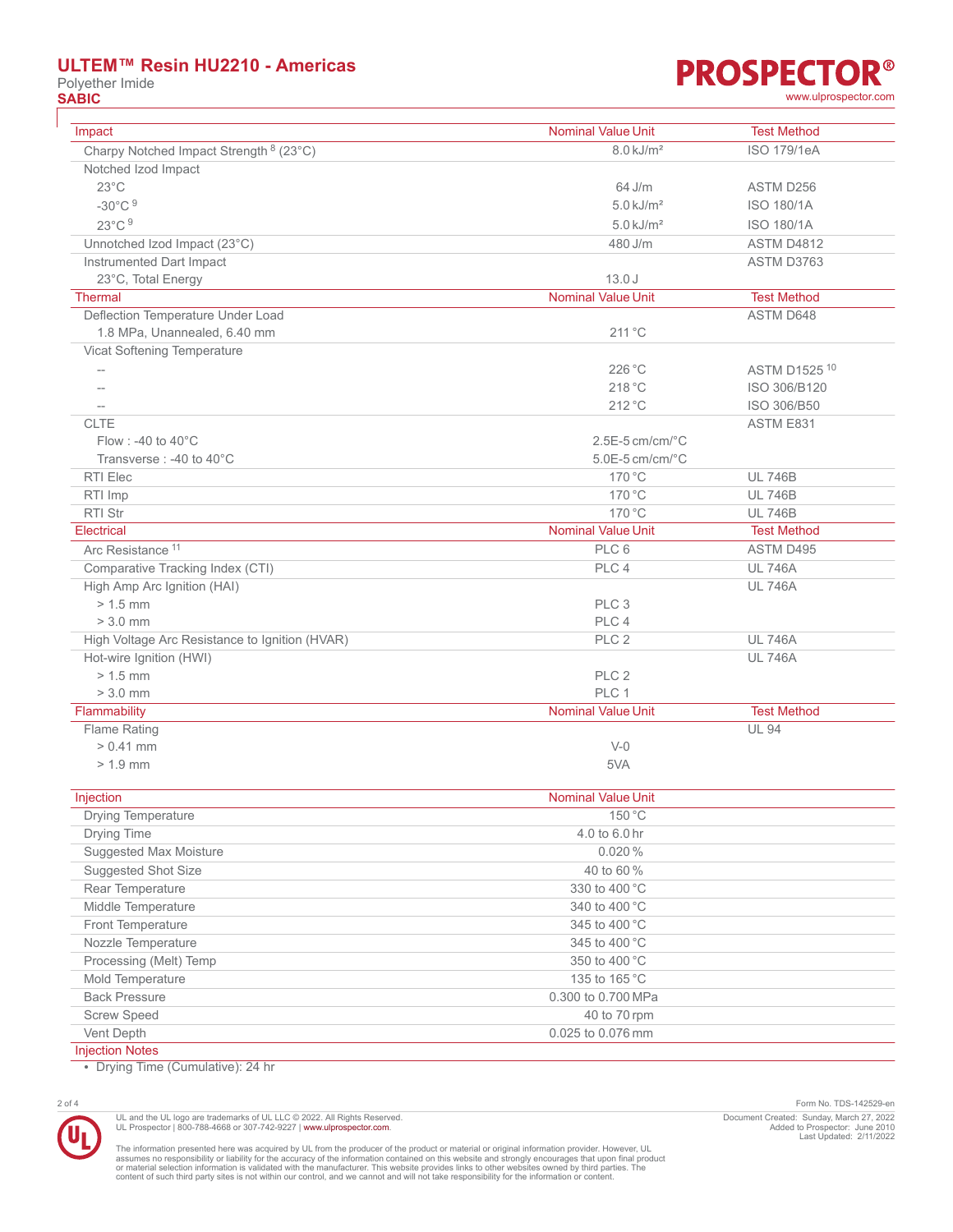# ULTEM™ Resin HU2210 - Americas

Polyether Imide

**SABIC**

| Impact | Nominal Value Unit | Test Method |
|---|---|---|
| Charpy Notched Impact Strength [8] (23°C) | 8.0 kJ/m² | ISO 179/1eA |
| Notched Izod Impact | | |
| 23°C | 64 J/m | ASTM D256 |
| -30°C [9] | 5.0 kJ/m² | ISO 180/1A |
| 23°C [9] | 5.0 kJ/m² | ISO 180/1A |
| Unnotched Izod Impact (23°C) | 480 J/m | ASTM D4812 |
| Instrumented Dart Impact | | ASTM D3763 |
| 23°C, Total Energy | 13.0 J | |

| Thermal | Nominal Value Unit | Test Method |
|---|---|---|
| Deflection Temperature Under Load | | ASTM D648 |
| 1.8 MPa, Unannealed, 6.40 mm | 211 °C | |
| Vicat Softening Temperature | | |
| -- | 226 °C | ASTM D1525 [10] |
| -- | 218 °C | ISO 306/B120 |
| -- | 212 °C | ISO 306/B50 |
| CLTE | | ASTM E831 |
| Flow : -40 to 40°C | 2.5E-5 cm/cm/°C | |
| Transverse : -40 to 40°C | 5.0E-5 cm/cm/°C | |
| RTI Elec | 170 °C | UL 746B |
| RTI Imp | 170 °C | UL 746B |
| RTI Str | 170 °C | UL 746B |

| Electrical | Nominal Value Unit | Test Method |
|---|---|---|
| Arc Resistance [11] | PLC 6 | ASTM D495 |
| Comparative Tracking Index (CTI) | PLC 4 | UL 746A |
| High Amp Arc Ignition (HAI) | | UL 746A |
| > 1.5 mm | PLC 3 | |
| > 3.0 mm | PLC 4 | |
| High Voltage Arc Resistance to Ignition (HVAR) | PLC 2 | UL 746A |
| Hot-wire Ignition (HWI) | | UL 746A |
| > 1.5 mm | PLC 2 | |
| > 3.0 mm | PLC 1 | |

| Flammability | Nominal Value Unit | Test Method |
|---|---|---|
| Flame Rating | | UL 94 |
| > 0.41 mm | V-0 | |
| > 1.9 mm | 5VA | |

| Injection | Nominal Value Unit |
|---|---|
| Drying Temperature | 150 °C |
| Drying Time | 4.0 to 6.0 hr |
| Suggested Max Moisture | 0.020 % |
| Suggested Shot Size | 40 to 60 % |
| Rear Temperature | 330 to 400 °C |
| Middle Temperature | 340 to 400 °C |
| Front Temperature | 345 to 400 °C |
| Nozzle Temperature | 345 to 400 °C |
| Processing (Melt) Temp | 350 to 400 °C |
| Mold Temperature | 135 to 165 °C |
| Back Pressure | 0.300 to 0.700 MPa |
| Screw Speed | 40 to 70 rpm |
| Vent Depth | 0.025 to 0.076 mm |

## Injection Notes

- Drying Time (Cumulative): 24 hr

Form No. TDS-142529-en

Document Created: Sunday, March 27, 2022
Added to Prospector: June 2010
Last Updated: 2/11/2022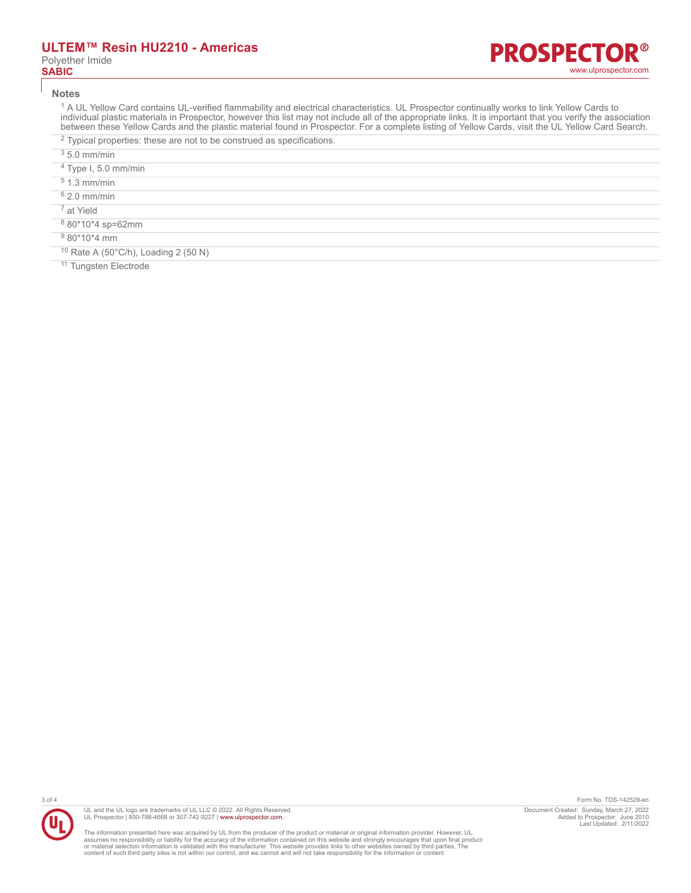## Notes

[1] A UL Yellow Card contains UL-verified flammability and electrical characteristics. UL Prospector continually works to link Yellow Cards to individual plastic materials in Prospector, however this list may not include all of the appropriate links. It is important that you verify the association between these Yellow Cards and the plastic material found in Prospector. For a complete listing of Yellow Cards, visit the UL Yellow Card Search.

[2] Typical properties: these are not to be construed as specifications.

[3] 5.0 mm/min

[4] Type I, 5.0 mm/min

[5] 1.3 mm/min

[6] 2.0 mm/min

[7] at Yield

[8] 80*10*4 sp=62mm

[9] 80*10*4 mm

[10] Rate A (50°C/h), Loading 2 (50 N)

[11] Tungsten Electrode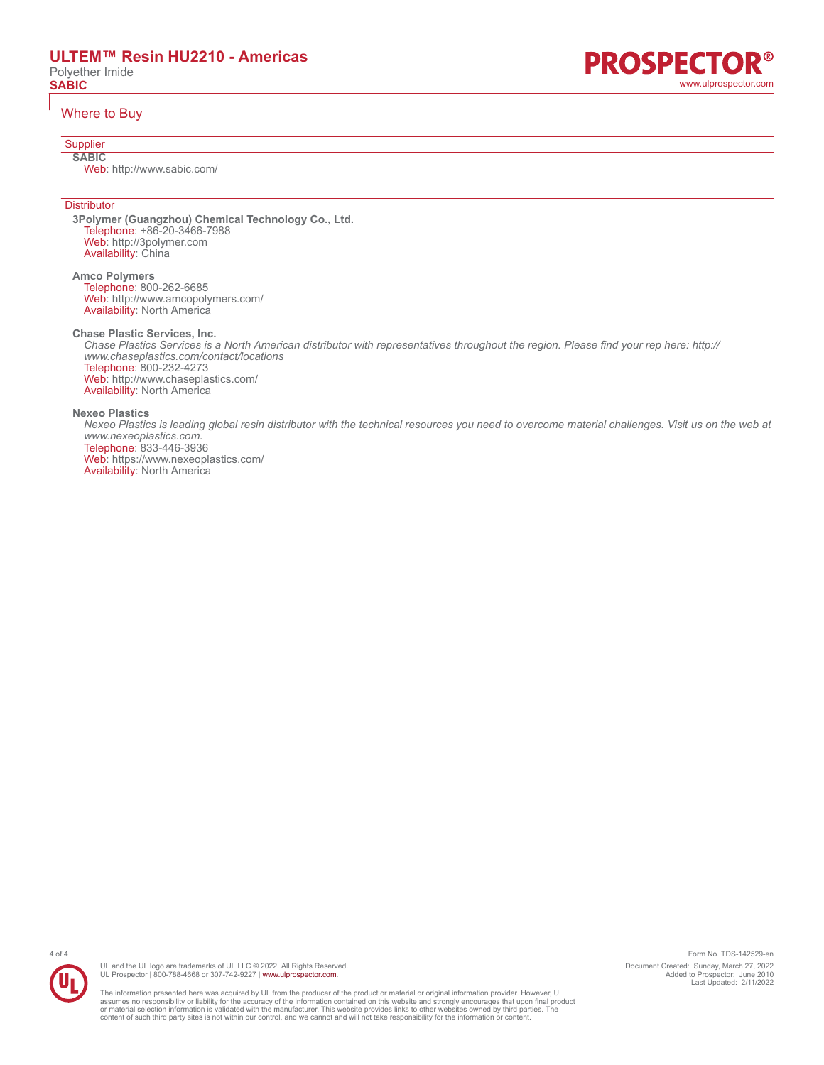## Where to Buy

### Supplier

**SABIC**

Web: http://www.sabic.com/

### Distributor

**3Polymer (Guangzhou) Chemical Technology Co., Ltd.**

Telephone: +86-20-3466-7988
Web: http://3polymer.com
Availability: China

**Amco Polymers**

Telephone: 800-262-6685
Web: http://www.amcopolymers.com/
Availability: North America

**Chase Plastic Services, Inc.**

*Chase Plastics Services is a North American distributor with representatives throughout the region. Please find your rep here: http://www.chaseplastics.com/contact/locations*

Telephone: 800-232-4273
Web: http://www.chaseplastics.com/
Availability: North America

**Nexeo Plastics**

*Nexeo Plastics is leading global resin distributor with the technical resources you need to overcome material challenges. Visit us on the web at www.nexeoplastics.com.*

Telephone: 833-446-3936
Web: https://www.nexeoplastics.com/
Availability: North America

Form No. TDS-142529-en
Document Created: Sunday, March 27, 2022
Added to Prospector: June 2010
Last Updated: 2/11/2022

UL and the UL logo are trademarks of UL LLC © 2022. All Rights Reserved.
UL Prospector | 800-788-4668 or 307-742-9227 | www.ulprospector.com.

The information presented here was acquired by UL from the producer of the product or material or original information provider. However, UL assumes no responsibility or liability for the accuracy of the information contained on this website and strongly encourages that upon final product or material selection information is validated with the manufacturer. This website provides links to other websites owned by third parties. The content of such third party sites is not within our control, and we cannot and will not take responsibility for the information or content.